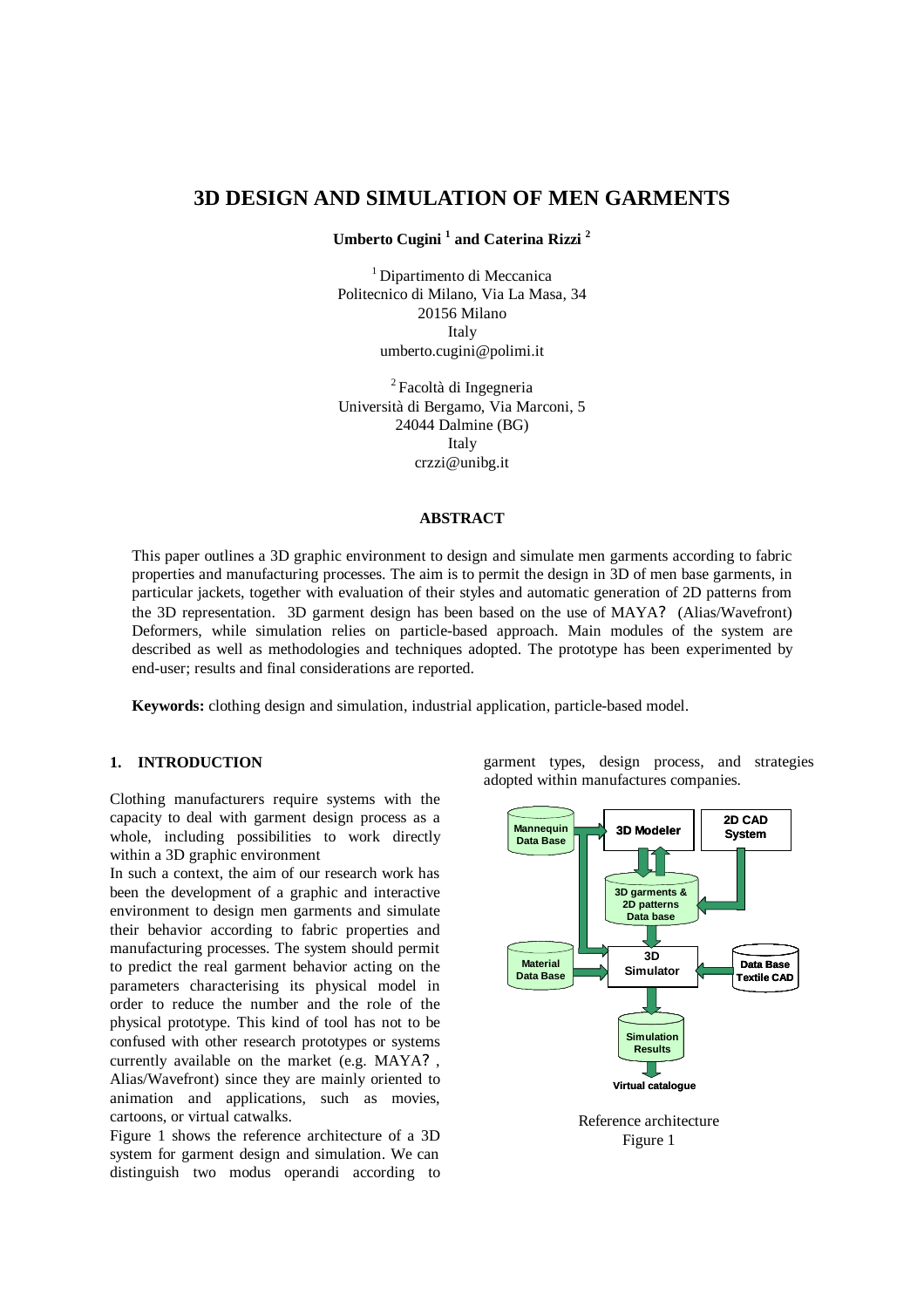# 3D DESIGN AND SIMULATION OF MEN GARMENTS

**Umberto Cugini [1] and Caterina Rizzi [2]**

[1] Dipartimento di Meccanica
Politecnico di Milano, Via La Masa, 34
20156 Milano
Italy
umberto.cugini@polimi.it

[2] Facoltà di Ingegneria
Università di Bergamo, Via Marconi, 5
24044 Dalmine (BG)
Italy
crzzi@unibg.it

## ABSTRACT

This paper outlines a 3D graphic environment to design and simulate men garments according to fabric properties and manufacturing processes. The aim is to permit the design in 3D of men base garments, in particular jackets, together with evaluation of their styles and automatic generation of 2D patterns from the 3D representation. 3D garment design has been based on the use of MAYA? (Alias/Wavefront) Deformers, while simulation relies on particle-based approach. Main modules of the system are described as well as methodologies and techniques adopted. The prototype has been experimented by end-user; results and final considerations are reported.

**Keywords:** clothing design and simulation, industrial application, particle-based model.

## 1. INTRODUCTION

Clothing manufacturers require systems with the capacity to deal with garment design process as a whole, including possibilities to work directly within a 3D graphic environment

In such a context, the aim of our research work has been the development of a graphic and interactive environment to design men garments and simulate their behavior according to fabric properties and manufacturing processes. The system should permit to predict the real garment behavior acting on the parameters characterising its physical model in order to reduce the number and the role of the physical prototype. This kind of tool has not to be confused with other research prototypes or systems currently available on the market (e.g. MAYA? , Alias/Wavefront) since they are mainly oriented to animation and applications, such as movies, cartoons, or virtual catwalks.

Figure 1 shows the reference architecture of a 3D system for garment design and simulation. We can distinguish two modus operandi according to garment types, design process, and strategies adopted within manufactures companies.

Mannequin Data Base | 3D Modeler | 2D CAD System | 3D garments & 2D patterns Data base | Material Data Base | 3D Simulator | Data Base Textile CAD | Simulation Results | Virtual catalogue

Reference architecture
Figure 1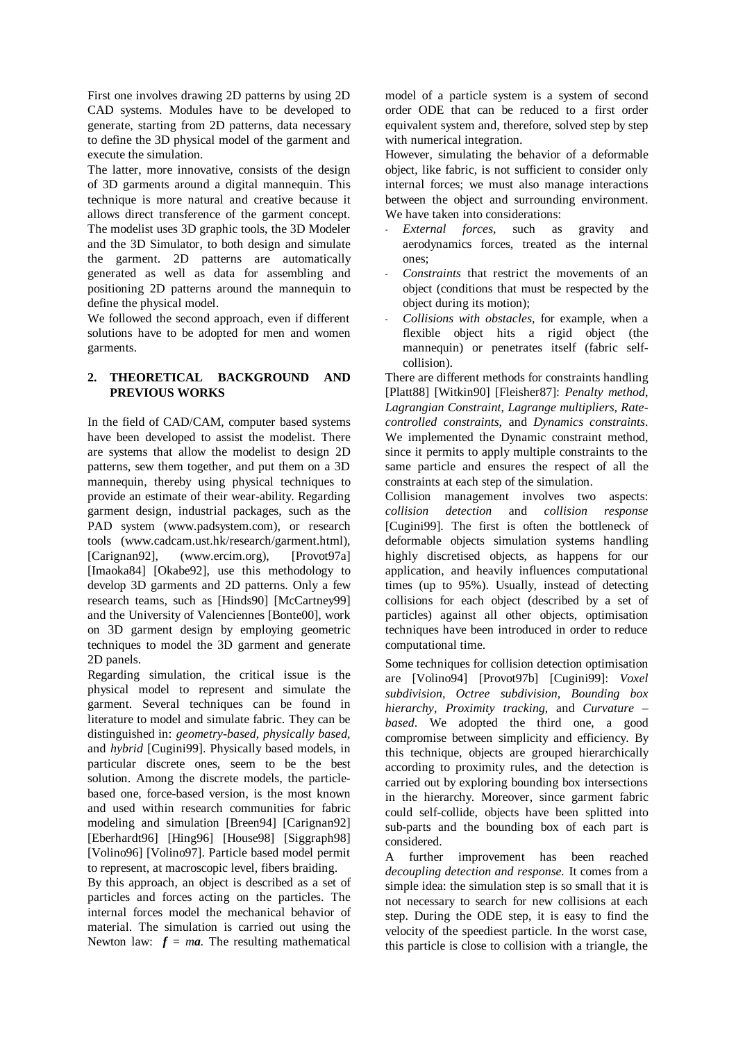First one involves drawing 2D patterns by using 2D CAD systems. Modules have to be developed to generate, starting from 2D patterns, data necessary to define the 3D physical model of the garment and execute the simulation.

The latter, more innovative, consists of the design of 3D garments around a digital mannequin. This technique is more natural and creative because it allows direct transference of the garment concept. The modelist uses 3D graphic tools, the 3D Modeler and the 3D Simulator, to both design and simulate the garment. 2D patterns are automatically generated as well as data for assembling and positioning 2D patterns around the mannequin to define the physical model.

We followed the second approach, even if different solutions have to be adopted for men and women garments.

## 2. THEORETICAL BACKGROUND AND PREVIOUS WORKS

In the field of CAD/CAM, computer based systems have been developed to assist the modelist. There are systems that allow the modelist to design 2D patterns, sew them together, and put them on a 3D mannequin, thereby using physical techniques to provide an estimate of their wear-ability. Regarding garment design, industrial packages, such as the PAD system (www.padsystem.com), or research tools (www.cadcam.ust.hk/research/garment.html), [Carignan92], (www.ercim.org), [Provot97a] [Imaoka84] [Okabe92], use this methodology to develop 3D garments and 2D patterns. Only a few research teams, such as [Hinds90] [McCartney99] and the University of Valenciennes [Bonte00], work on 3D garment design by employing geometric techniques to model the 3D garment and generate 2D panels.

Regarding simulation, the critical issue is the physical model to represent and simulate the garment. Several techniques can be found in literature to model and simulate fabric. They can be distinguished in: *geometry-based*, *physically based*, and *hybrid* [Cugini99]. Physically based models, in particular discrete ones, seem to be the best solution. Among the discrete models, the particle-based one, force-based version, is the most known and used within research communities for fabric modeling and simulation [Breen94] [Carignan92] [Eberhardt96] [Hing96] [House98] [Siggraph98] [Volino96] [Volino97]. Particle based model permit to represent, at macroscopic level, fibers braiding.

By this approach, an object is described as a set of particles and forces acting on the particles. The internal forces model the mechanical behavior of material. The simulation is carried out using the Newton law: $\boldsymbol{f} = m\boldsymbol{a}$. The resulting mathematical model of a particle system is a system of second order ODE that can be reduced to a first order equivalent system and, therefore, solved step by step with numerical integration.

However, simulating the behavior of a deformable object, like fabric, is not sufficient to consider only internal forces; we must also manage interactions between the object and surrounding environment. We have taken into considerations:

- *External forces*, such as gravity and aerodynamics forces, treated as the internal ones;
- *Constraints* that restrict the movements of an object (conditions that must be respected by the object during its motion);
- *Collisions with obstacles*, for example, when a flexible object hits a rigid object (the mannequin) or penetrates itself (fabric self-collision).

There are different methods for constraints handling [Platt88] [Witkin90] [Fleisher87]: *Penalty method*, *Lagrangian Constraint*, *Lagrange multipliers*, *Rate-controlled constraints*, and *Dynamics constraints*. We implemented the Dynamic constraint method, since it permits to apply multiple constraints to the same particle and ensures the respect of all the constraints at each step of the simulation.

Collision management involves two aspects: *collision detection* and *collision response* [Cugini99]. The first is often the bottleneck of deformable objects simulation systems handling highly discretised objects, as happens for our application, and heavily influences computational times (up to 95%). Usually, instead of detecting collisions for each object (described by a set of particles) against all other objects, optimisation techniques have been introduced in order to reduce computational time.

Some techniques for collision detection optimisation are [Volino94] [Provot97b] [Cugini99]: *Voxel subdivision*, *Octree subdivision*, *Bounding box hierarchy*, *Proximity tracking*, and *Curvature – based*. We adopted the third one, a good compromise between simplicity and efficiency. By this technique, objects are grouped hierarchically according to proximity rules, and the detection is carried out by exploring bounding box intersections in the hierarchy. Moreover, since garment fabric could self-collide, objects have been splitted into sub-parts and the bounding box of each part is considered.

A further improvement has been reached *decoupling detection and response.* It comes from a simple idea: the simulation step is so small that it is not necessary to search for new collisions at each step. During the ODE step, it is easy to find the velocity of the speediest particle. In the worst case, this particle is close to collision with a triangle, the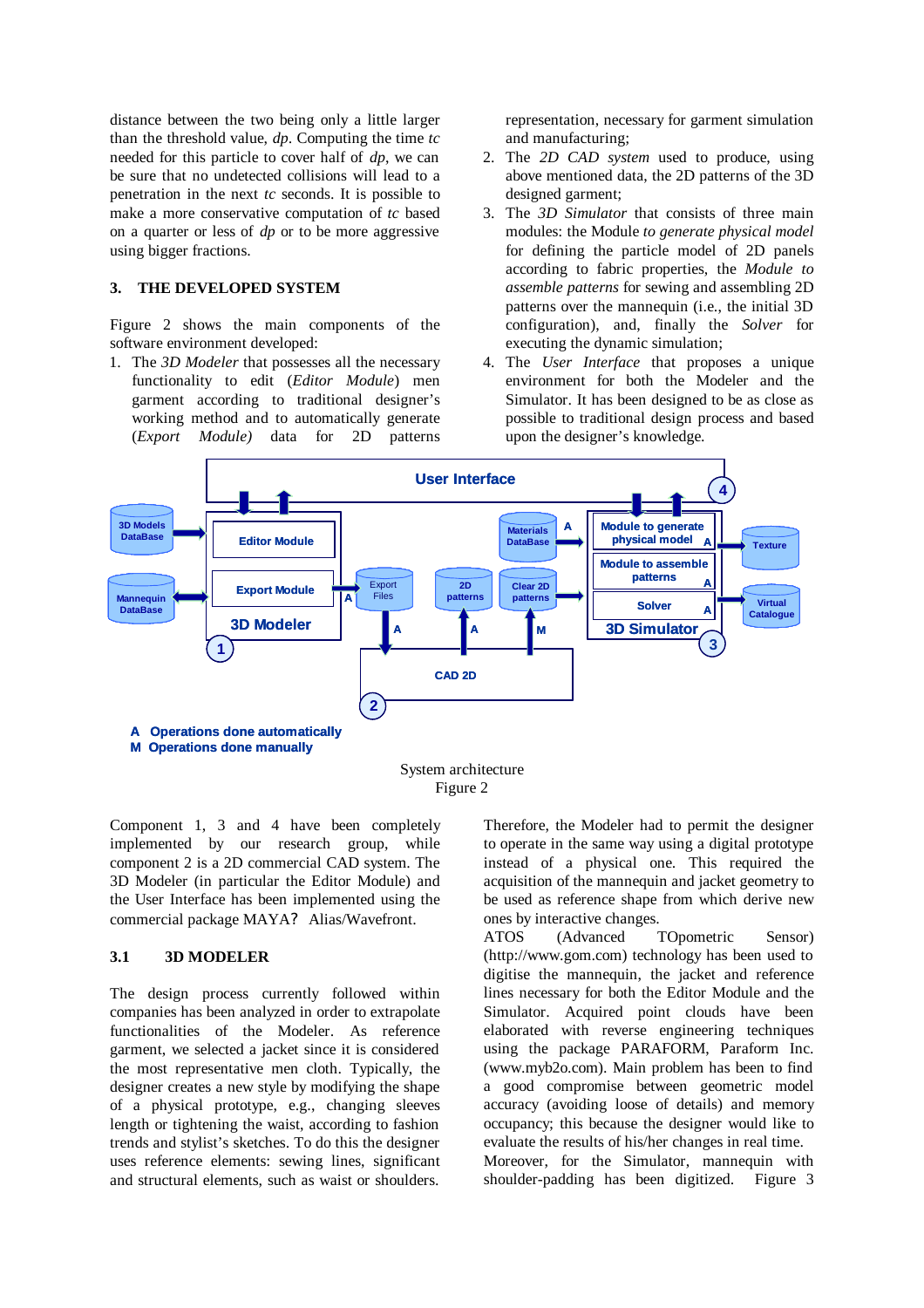distance between the two being only a little larger than the threshold value, *dp*. Computing the time *tc* needed for this particle to cover half of *dp*, we can be sure that no undetected collisions will lead to a penetration in the next *tc* seconds. It is possible to make a more conservative computation of *tc* based on a quarter or less of *dp* or to be more aggressive using bigger fractions.

## 3. THE DEVELOPED SYSTEM

Figure 2 shows the main components of the software environment developed:

1. The *3D Modeler* that possesses all the necessary functionality to edit (*Editor Module*) men garment according to traditional designer's working method and to automatically generate (*Export Module)* data for 2D patterns representation, necessary for garment simulation and manufacturing;
2. The *2D CAD system* used to produce, using above mentioned data, the 2D patterns of the 3D designed garment;
3. The *3D Simulator* that consists of three main modules: the Module *to generate physical model* for defining the particle model of 2D panels according to fabric properties, the *Module to assemble patterns* for sewing and assembling 2D patterns over the mannequin (i.e., the initial 3D configuration), and, finally the *Solver* for executing the dynamic simulation;
4. The *User Interface* that proposes a unique environment for both the Modeler and the Simulator. It has been designed to be as close as possible to traditional design process and based upon the designer's knowledge.

System architecture
Figure 2

Component 1, 3 and 4 have been completely implemented by our research group, while component 2 is a 2D commercial CAD system. The 3D Modeler (in particular the Editor Module) and the User Interface has been implemented using the commercial package MAYA? Alias/Wavefront.

### 3.1 3D MODELER

The design process currently followed within companies has been analyzed in order to extrapolate functionalities of the Modeler. As reference garment, we selected a jacket since it is considered the most representative men cloth. Typically, the designer creates a new style by modifying the shape of a physical prototype, e.g., changing sleeves length or tightening the waist, according to fashion trends and stylist's sketches. To do this the designer uses reference elements: sewing lines, significant and structural elements, such as waist or shoulders. Therefore, the Modeler had to permit the designer to operate in the same way using a digital prototype instead of a physical one. This required the acquisition of the mannequin and jacket geometry to be used as reference shape from which derive new ones by interactive changes.

ATOS (Advanced TOpometric Sensor) (http://www.gom.com) technology has been used to digitise the mannequin, the jacket and reference lines necessary for both the Editor Module and the Simulator. Acquired point clouds have been elaborated with reverse engineering techniques using the package PARAFORM, Paraform Inc. (www.myb2o.com). Main problem has been to find a good compromise between geometric model accuracy (avoiding loose of details) and memory occupancy; this because the designer would like to evaluate the results of his/her changes in real time.

Moreover, for the Simulator, mannequin with shoulder-padding has been digitized. Figure 3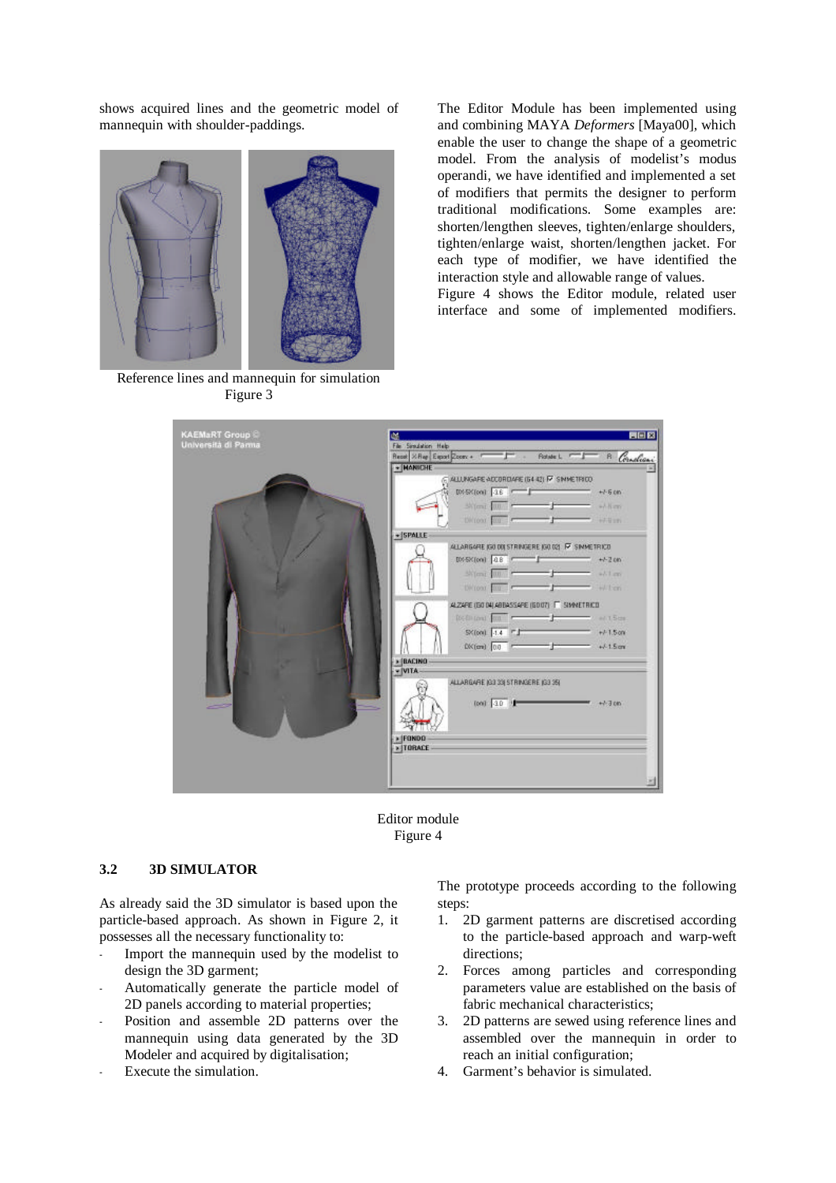shows acquired lines and the geometric model of mannequin with shoulder-paddings.

Reference lines and mannequin for simulation
Figure 3

The Editor Module has been implemented using and combining MAYA *Deformers* [Maya00], which enable the user to change the shape of a geometric model. From the analysis of modelist's modus operandi, we have identified and implemented a set of modifiers that permits the designer to perform traditional modifications. Some examples are: shorten/lengthen sleeves, tighten/enlarge shoulders, tighten/enlarge waist, shorten/lengthen jacket. For each type of modifier, we have identified the interaction style and allowable range of values.

Figure 4 shows the Editor module, related user interface and some of implemented modifiers.

Editor module
Figure 4

### 3.2 3D SIMULATOR

As already said the 3D simulator is based upon the particle-based approach. As shown in Figure 2, it possesses all the necessary functionality to:

- Import the mannequin used by the modelist to design the 3D garment;
- Automatically generate the particle model of 2D panels according to material properties;
- Position and assemble 2D patterns over the mannequin using data generated by the 3D Modeler and acquired by digitalisation;
- Execute the simulation.

The prototype proceeds according to the following steps:

1. 2D garment patterns are discretised according to the particle-based approach and warp-weft directions;
2. Forces among particles and corresponding parameters value are established on the basis of fabric mechanical characteristics;
3. 2D patterns are sewed using reference lines and assembled over the mannequin in order to reach an initial configuration;
4. Garment's behavior is simulated.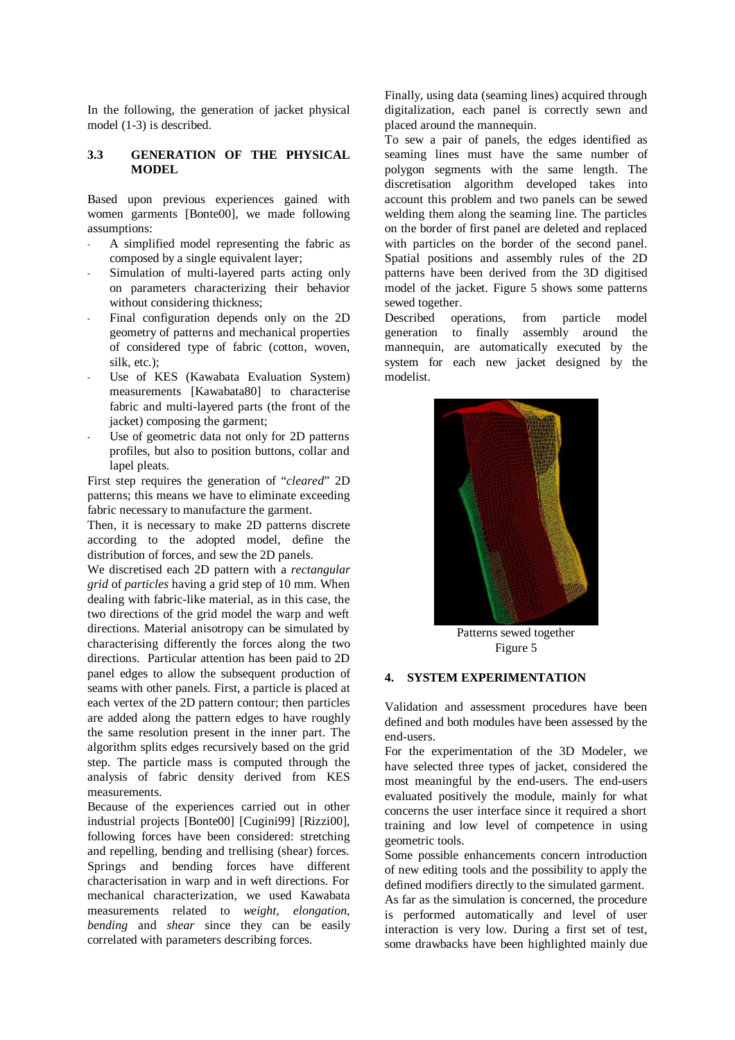In the following, the generation of jacket physical model (1-3) is described.

### 3.3 GENERATION OF THE PHYSICAL MODEL

Based upon previous experiences gained with women garments [Bonte00], we made following assumptions:

- A simplified model representing the fabric as composed by a single equivalent layer;
- Simulation of multi-layered parts acting only on parameters characterizing their behavior without considering thickness;
- Final configuration depends only on the 2D geometry of patterns and mechanical properties of considered type of fabric (cotton, woven, silk, etc.);
- Use of KES (Kawabata Evaluation System) measurements [Kawabata80] to characterise fabric and multi-layered parts (the front of the jacket) composing the garment;
- Use of geometric data not only for 2D patterns profiles, but also to position buttons, collar and lapel pleats.

First step requires the generation of "*cleared*" 2D patterns; this means we have to eliminate exceeding fabric necessary to manufacture the garment.

Then, it is necessary to make 2D patterns discrete according to the adopted model, define the distribution of forces, and sew the 2D panels.

We discretised each 2D pattern with a *rectangular grid* of *particles* having a grid step of 10 mm. When dealing with fabric-like material, as in this case, the two directions of the grid model the warp and weft directions. Material anisotropy can be simulated by characterising differently the forces along the two directions. Particular attention has been paid to 2D panel edges to allow the subsequent production of seams with other panels. First, a particle is placed at each vertex of the 2D pattern contour; then particles are added along the pattern edges to have roughly the same resolution present in the inner part. The algorithm splits edges recursively based on the grid step. The particle mass is computed through the analysis of fabric density derived from KES measurements.

Because of the experiences carried out in other industrial projects [Bonte00] [Cugini99] [Rizzi00], following forces have been considered: stretching and repelling, bending and trellising (shear) forces. Springs and bending forces have different characterisation in warp and in weft directions. For mechanical characterization, we used Kawabata measurements related to *weight*, *elongation*, *bending* and *shear* since they can be easily correlated with parameters describing forces.

Finally, using data (seaming lines) acquired through digitalization, each panel is correctly sewn and placed around the mannequin.

To sew a pair of panels, the edges identified as seaming lines must have the same number of polygon segments with the same length. The discretisation algorithm developed takes into account this problem and two panels can be sewed welding them along the seaming line. The particles on the border of first panel are deleted and replaced with particles on the border of the second panel. Spatial positions and assembly rules of the 2D patterns have been derived from the 3D digitised model of the jacket. Figure 5 shows some patterns sewed together.

Described operations, from particle model generation to finally assembly around the mannequin, are automatically executed by the system for each new jacket designed by the modelist.

Patterns sewed together
Figure 5

## 4. SYSTEM EXPERIMENTATION

Validation and assessment procedures have been defined and both modules have been assessed by the end-users.

For the experimentation of the 3D Modeler, we have selected three types of jacket, considered the most meaningful by the end-users. The end-users evaluated positively the module, mainly for what concerns the user interface since it required a short training and low level of competence in using geometric tools.

Some possible enhancements concern introduction of new editing tools and the possibility to apply the defined modifiers directly to the simulated garment.

As far as the simulation is concerned, the procedure is performed automatically and level of user interaction is very low. During a first set of test, some drawbacks have been highlighted mainly due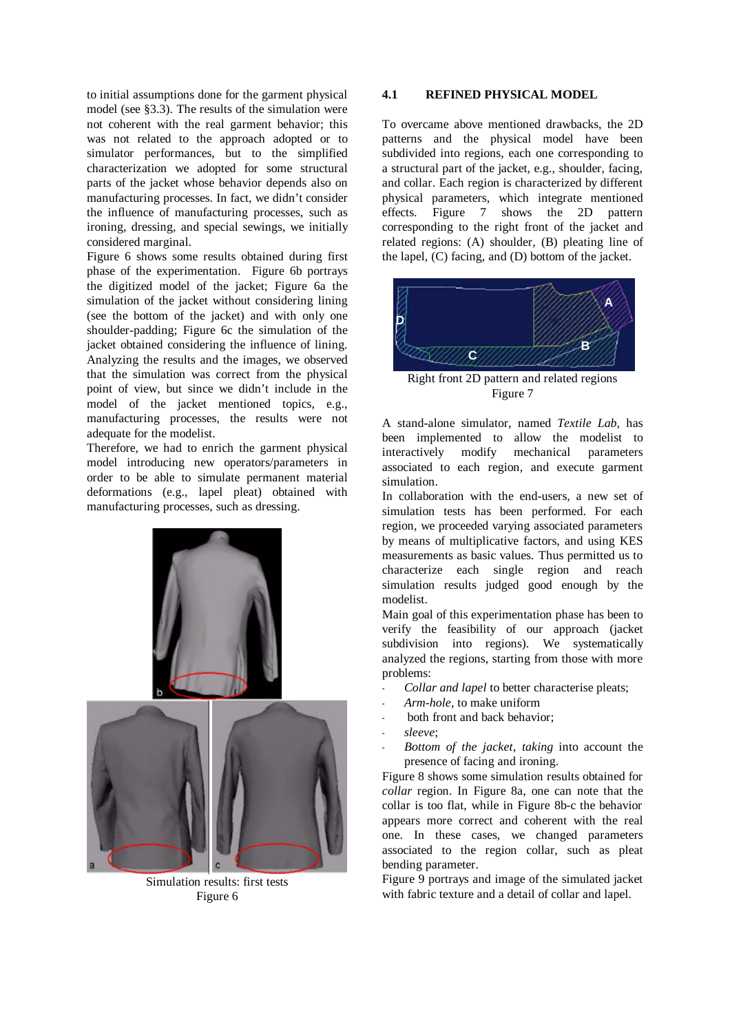to initial assumptions done for the garment physical model (see §3.3). The results of the simulation were not coherent with the real garment behavior; this was not related to the approach adopted or to simulator performances, but to the simplified characterization we adopted for some structural parts of the jacket whose behavior depends also on manufacturing processes. In fact, we didn't consider the influence of manufacturing processes, such as ironing, dressing, and special sewings, we initially considered marginal.

Figure 6 shows some results obtained during first phase of the experimentation. Figure 6b portrays the digitized model of the jacket; Figure 6a the simulation of the jacket without considering lining (see the bottom of the jacket) and with only one shoulder-padding; Figure 6c the simulation of the jacket obtained considering the influence of lining. Analyzing the results and the images, we observed that the simulation was correct from the physical point of view, but since we didn't include in the model of the jacket mentioned topics, e.g., manufacturing processes, the results were not adequate for the modelist.

Therefore, we had to enrich the garment physical model introducing new operators/parameters in order to be able to simulate permanent material deformations (e.g., lapel pleat) obtained with manufacturing processes, such as dressing.

Simulation results: first tests
Figure 6

## 4.1 REFINED PHYSICAL MODEL

To overcame above mentioned drawbacks, the 2D patterns and the physical model have been subdivided into regions, each one corresponding to a structural part of the jacket, e.g., shoulder, facing, and collar. Each region is characterized by different physical parameters, which integrate mentioned effects. Figure 7 shows the 2D pattern corresponding to the right front of the jacket and related regions: (A) shoulder, (B) pleating line of the lapel, (C) facing, and (D) bottom of the jacket.

Right front 2D pattern and related regions
Figure 7

A stand-alone simulator, named *Textile Lab*, has been implemented to allow the modelist to interactively modify mechanical parameters associated to each region, and execute garment simulation.

In collaboration with the end-users, a new set of simulation tests has been performed. For each region, we proceeded varying associated parameters by means of multiplicative factors, and using KES measurements as basic values. Thus permitted us to characterize each single region and reach simulation results judged good enough by the modelist.

Main goal of this experimentation phase has been to verify the feasibility of our approach (jacket subdivision into regions). We systematically analyzed the regions, starting from those with more problems:

- *Collar and lapel* to better characterise pleats;
- *Arm-hole*, to make uniform
- both front and back behavior;
- *sleeve*;
- *Bottom of the jacket*, *taking* into account the presence of facing and ironing.

Figure 8 shows some simulation results obtained for *collar* region. In Figure 8a, one can note that the collar is too flat, while in Figure 8b-c the behavior appears more correct and coherent with the real one. In these cases, we changed parameters associated to the region collar, such as pleat bending parameter.

Figure 9 portrays and image of the simulated jacket with fabric texture and a detail of collar and lapel.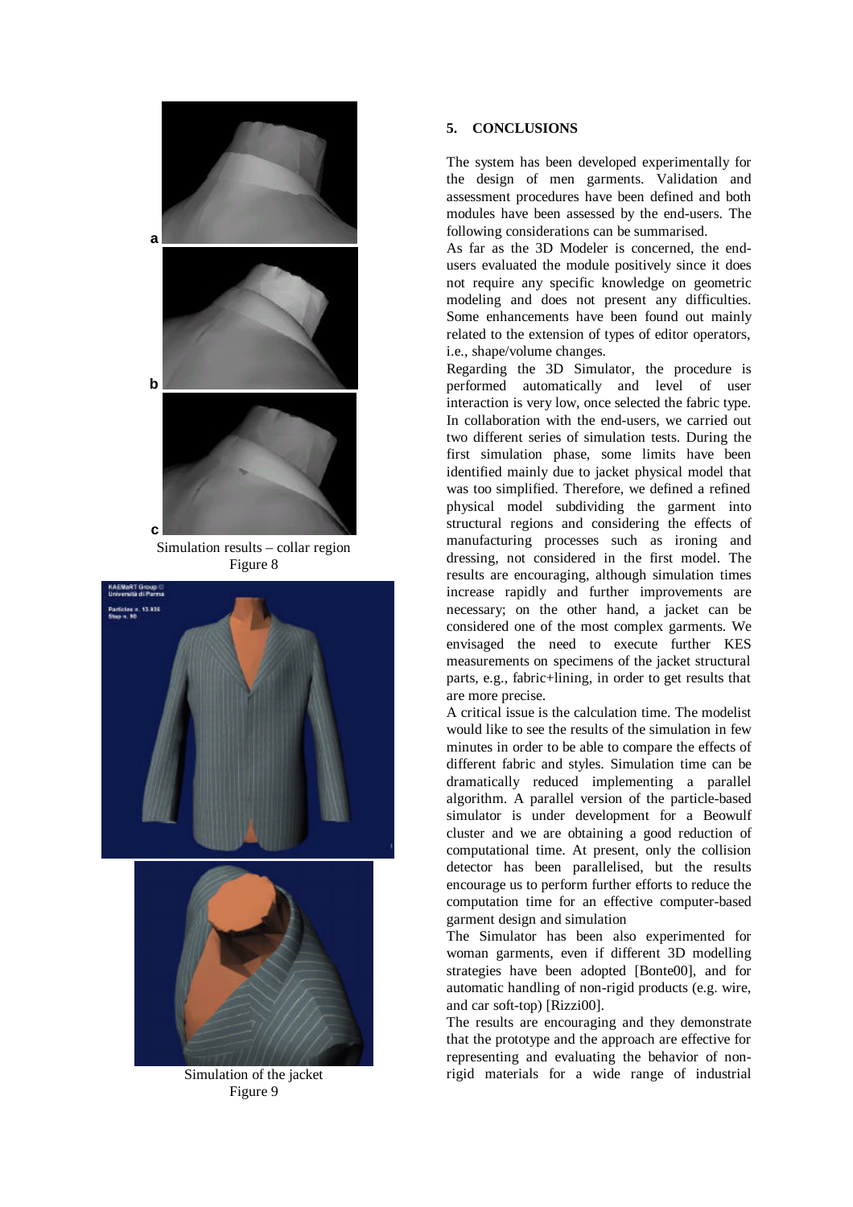a

b

c

Simulation results – collar region
Figure 8

Simulation of the jacket
Figure 9

## 5. CONCLUSIONS

The system has been developed experimentally for the design of men garments. Validation and assessment procedures have been defined and both modules have been assessed by the end-users. The following considerations can be summarised.

As far as the 3D Modeler is concerned, the end-users evaluated the module positively since it does not require any specific knowledge on geometric modeling and does not present any difficulties. Some enhancements have been found out mainly related to the extension of types of editor operators, i.e., shape/volume changes.

Regarding the 3D Simulator, the procedure is performed automatically and level of user interaction is very low, once selected the fabric type. In collaboration with the end-users, we carried out two different series of simulation tests. During the first simulation phase, some limits have been identified mainly due to jacket physical model that was too simplified. Therefore, we defined a refined physical model subdividing the garment into structural regions and considering the effects of manufacturing processes such as ironing and dressing, not considered in the first model. The results are encouraging, although simulation times increase rapidly and further improvements are necessary; on the other hand, a jacket can be considered one of the most complex garments. We envisaged the need to execute further KES measurements on specimens of the jacket structural parts, e.g., fabric+lining, in order to get results that are more precise.

A critical issue is the calculation time. The modelist would like to see the results of the simulation in few minutes in order to be able to compare the effects of different fabric and styles. Simulation time can be dramatically reduced implementing a parallel algorithm. A parallel version of the particle-based simulator is under development for a Beowulf cluster and we are obtaining a good reduction of computational time. At present, only the collision detector has been parallelised, but the results encourage us to perform further efforts to reduce the computation time for an effective computer-based garment design and simulation

The Simulator has been also experimented for woman garments, even if different 3D modelling strategies have been adopted [Bonte00], and for automatic handling of non-rigid products (e.g. wire, and car soft-top) [Rizzi00].

The results are encouraging and they demonstrate that the prototype and the approach are effective for representing and evaluating the behavior of non-rigid materials for a wide range of industrial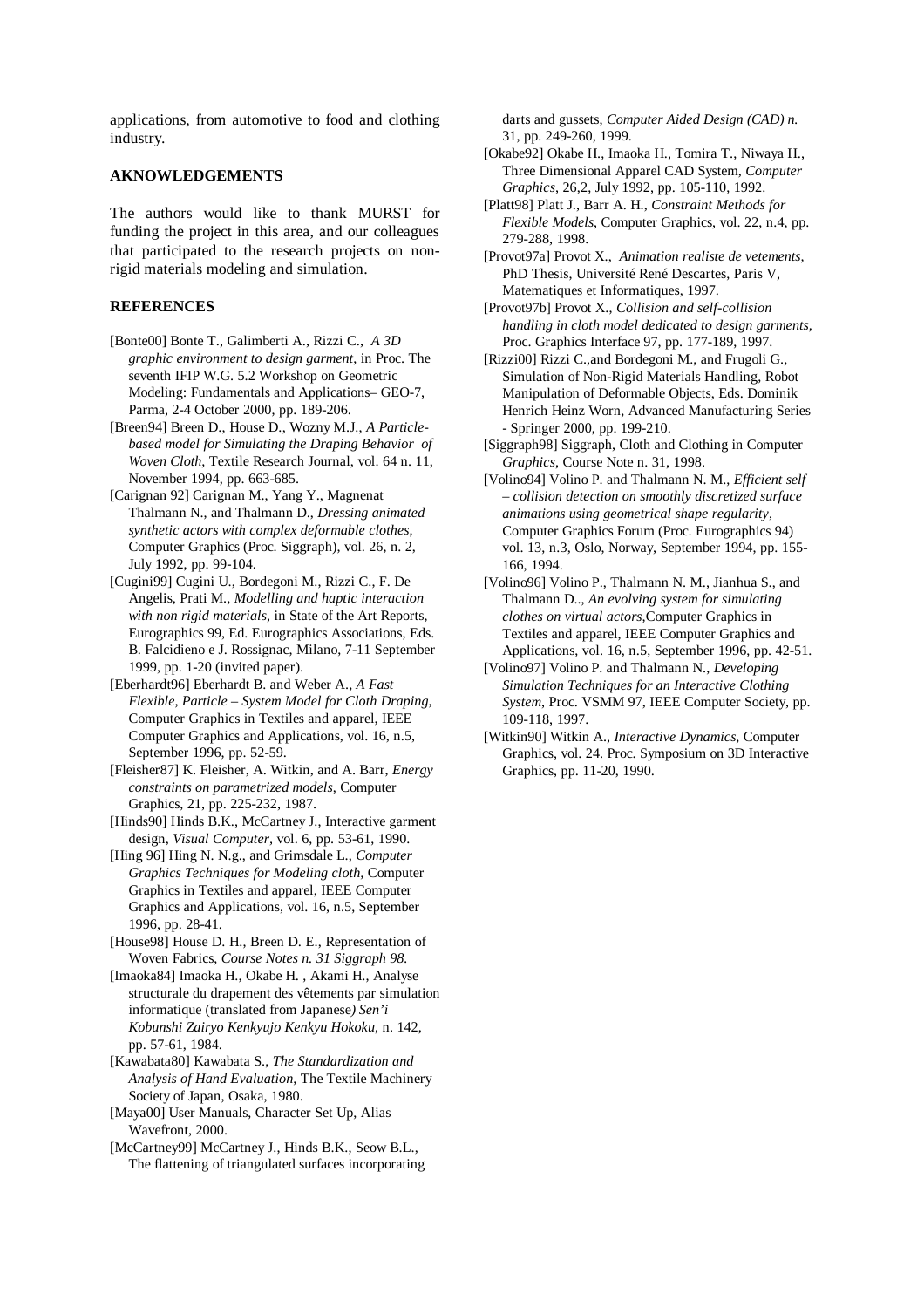applications, from automotive to food and clothing industry.

## AKNOWLEDGEMENTS

The authors would like to thank MURST for funding the project in this area, and our colleagues that participated to the research projects on non-rigid materials modeling and simulation.

## REFERENCES

[Bonte00] Bonte T., Galimberti A., Rizzi C., *A 3D graphic environment to design garment*, in Proc. The seventh IFIP W.G. 5.2 Workshop on Geometric Modeling: Fundamentals and Applications– GEO-7, Parma, 2-4 October 2000, pp. 189-206.

[Breen94] Breen D., House D., Wozny M.J., *A Particle-based model for Simulating the Draping Behavior of Woven Cloth*, Textile Research Journal, vol. 64 n. 11, November 1994, pp. 663-685.

[Carignan 92] Carignan M., Yang Y., Magnenat Thalmann N., and Thalmann D., *Dressing animated synthetic actors with complex deformable clothes,* Computer Graphics (Proc. Siggraph), vol. 26, n. 2, July 1992, pp. 99-104.

[Cugini99] Cugini U., Bordegoni M., Rizzi C., F. De Angelis, Prati M., *Modelling and haptic interaction with non rigid materials*, in State of the Art Reports, Eurographics 99, Ed. Eurographics Associations, Eds. B. Falcidieno e J. Rossignac, Milano, 7-11 September 1999, pp. 1-20 (invited paper).

[Eberhardt96] Eberhardt B. and Weber A., *A Fast Flexible, Particle – System Model for Cloth Draping*, Computer Graphics in Textiles and apparel, IEEE Computer Graphics and Applications, vol. 16, n.5, September 1996, pp. 52-59.

[Fleisher87] K. Fleisher, A. Witkin, and A. Barr, *Energy constraints on parametrized models*, Computer Graphics, 21, pp. 225-232, 1987.

[Hinds90] Hinds B.K., McCartney J., Interactive garment design, *Visual Computer*, vol. 6, pp. 53-61, 1990.

[Hing 96] Hing N. N.g., and Grimsdale L., *Computer Graphics Techniques for Modeling cloth*, Computer Graphics in Textiles and apparel, IEEE Computer Graphics and Applications, vol. 16, n.5, September 1996, pp. 28-41.

[House98] House D. H., Breen D. E., Representation of Woven Fabrics, *Course Notes n. 31 Siggraph 98.*

[Imaoka84] Imaoka H., Okabe H. , Akami H., Analyse structurale du drapement des vêtements par simulation informatique (translated from Japanese*) Sen'i Kobunshi Zairyo Kenkyujo Kenkyu Hokoku*, n. 142, pp. 57-61, 1984.

[Kawabata80] Kawabata S., *The Standardization and Analysis of Hand Evaluation*, The Textile Machinery Society of Japan, Osaka, 1980.

[Maya00] User Manuals, Character Set Up, Alias Wavefront, 2000.

[McCartney99] McCartney J., Hinds B.K., Seow B.L., The flattening of triangulated surfaces incorporating darts and gussets, *Computer Aided Design (CAD) n.* 31, pp. 249-260, 1999.

[Okabe92] Okabe H., Imaoka H., Tomira T., Niwaya H., Three Dimensional Apparel CAD System, *Computer Graphics*, 26,2, July 1992, pp. 105-110, 1992.

[Platt98] Platt J., Barr A. H., *Constraint Methods for Flexible Models*, Computer Graphics, vol. 22, n.4, pp. 279-288, 1998.

[Provot97a] Provot X., *Animation realiste de vetements,* PhD Thesis, Université René Descartes, Paris V, Matematiques et Informatiques, 1997.

[Provot97b] Provot X., *Collision and self-collision handling in cloth model dedicated to design garments,* Proc. Graphics Interface 97, pp. 177-189, 1997.

[Rizzi00] Rizzi C.,and Bordegoni M., and Frugoli G., Simulation of Non-Rigid Materials Handling, Robot Manipulation of Deformable Objects, Eds. Dominik Henrich Heinz Worn, Advanced Manufacturing Series - Springer 2000, pp. 199-210.

[Siggraph98] Siggraph, Cloth and Clothing in Computer *Graphics*, Course Note n. 31, 1998.

[Volino94] Volino P. and Thalmann N. M., *Efficient self – collision detection on smoothly discretized surface animations using geometrical shape regularity*, Computer Graphics Forum (Proc. Eurographics 94) vol. 13, n.3, Oslo, Norway, September 1994, pp. 155-166, 1994.

[Volino96] Volino P., Thalmann N. M., Jianhua S., and Thalmann D.., *An evolving system for simulating clothes on virtual actors,*Computer Graphics in Textiles and apparel, IEEE Computer Graphics and Applications, vol. 16, n.5, September 1996, pp. 42-51.

[Volino97] Volino P. and Thalmann N., *Developing Simulation Techniques for an Interactive Clothing System*, Proc. VSMM 97, IEEE Computer Society, pp. 109-118, 1997.

[Witkin90] Witkin A., *Interactive Dynamics*, Computer Graphics, vol. 24. Proc. Symposium on 3D Interactive Graphics, pp. 11-20, 1990.